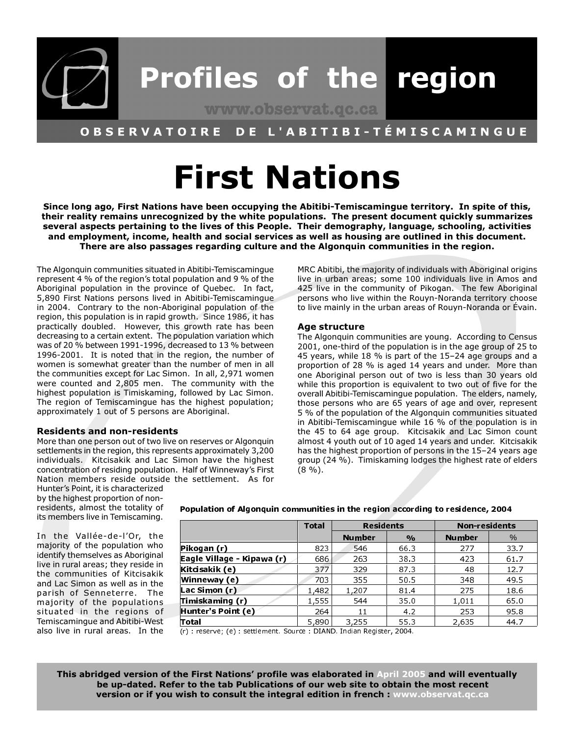# Profiles of the region

www.observat.qc.ca

OBSERVATOIRE DE L'ABITIBI-TÉMISCAMINGUE

# First Nations

**Since long ago, First Nations have been occupying the Abitibi-Temiscamingue territory. In spite of this, their reality remains unrecognized by the white populations. The present document quickly summarizes several aspects pertaining to the lives of this People. Their demography, language, schooling, activities and employment, income, health and social services as well as housing are outlined in this document. There are also passages regarding culture and the Algonquin communities in the region.**

The Algonquin communities situated in Abitibi-Temiscamingue represent 4 % of the region's total population and 9 % of the Aboriginal population in the province of Quebec. In fact, 5,890 First Nations persons lived in Abitibi-Temiscamingue in 2004. Contrary to the non-Aboriginal population of the region, this population is in rapid growth. Since 1986, it has practically doubled. However, this growth rate has been decreasing to a certain extent. The population variation which was of 20 % between 1991-1996, decreased to 13 % between 1996-2001. It is noted that in the region, the number of women is somewhat greater than the number of men in all the communities except for Lac Simon. In all, 2,971 women were counted and 2,805 men. The community with the highest population is Timiskaming, followed by Lac Simon. The region of Temiscamingue has the highest population; approximately 1 out of 5 persons are Aboriginal.

### Residents and non-residents

More than one person out of two live on reserves or Algonquin settlements in the region, this represents approximately 3,200 individuals. Kitcisakik and Lac Simon have the highest concentration of residing population. Half of Winneway's First Nation members reside outside the settlement. As for Hunter's Point, it is characterized by the highest proportion of non-residents, almost the totality of its members live in Temiscaming.

In the Vallée-de-l'Or, the majority of the population who identify themselves as Aboriginal live in rural areas; they reside in the communities of Kitcisakik and Lac Simon as well as in the parish of Senneterre. The majority of the populations situated in the regions of Temiscamingue and Abitibi-West also live in rural areas. In the MRC Abitibi, the majority of individuals with Aboriginal origins live in urban areas; some 100 individuals live in Amos and 425 live in the community of Pikogan. The few Aboriginal persons who live within the Rouyn-Noranda territory choose to live mainly in the urban areas of Rouyn-Noranda or Évain.

### Age structure

The Algonquin communities are young. According to Census 2001, one-third of the population is in the age group of 25 to 45 years, while 18 % is part of the 15–24 age groups and a proportion of 28 % is aged 14 years and under. More than one Aboriginal person out of two is less than 30 years old while this proportion is equivalent to two out of five for the overall Abitibi-Temiscamingue population. The elders, namely, those persons who are 65 years of age and over, represent 5 % of the population of the Algonquin communities situated in Abitibi-Temiscamingue while 16 % of the population is in the 45 to 64 age group. Kitcisakik and Lac Simon count almost 4 youth out of 10 aged 14 years and under. Kitcisakik has the highest proportion of persons in the 15–24 years age group (24 %). Timiskaming lodges the highest rate of elders (8 %).

**Population of Algonquin communities in the region according to residence, 2004**

| | Total | Residents | | Non-residents | |
|---|---|---|---|---|---|
| | | Number | % | Number | % |
| **Pikogan (r)** | 823 | 546 | 66.3 | 277 | 33.7 |
| **Eagle Village - Kipawa (r)** | 686 | 263 | 38.3 | 423 | 61.7 |
| **Kitcisakik (e)** | 377 | 329 | 87.3 | 48 | 12.7 |
| **Winneway (e)** | 703 | 355 | 50.5 | 348 | 49.5 |
| **Lac Simon (r)** | 1,482 | 1,207 | 81.4 | 275 | 18.6 |
| **Timiskaming (r)** | 1,555 | 544 | 35.0 | 1,011 | 65.0 |
| **Hunter's Point (e)** | 264 | 11 | 4.2 | 253 | 95.8 |
| **Total** | 5,890 | 3,255 | 55.3 | 2,635 | 44.7 |

(r) : reserve; (e) : settlement. Source : DIAND. Indian Register, 2004.

**This abridged version of the First Nations' profile was elaborated in April 2005 and will eventually be up-dated. Refer to the tab Publications of our web site to obtain the most recent version or if you wish to consult the integral edition in french : www.observat.qc.ca**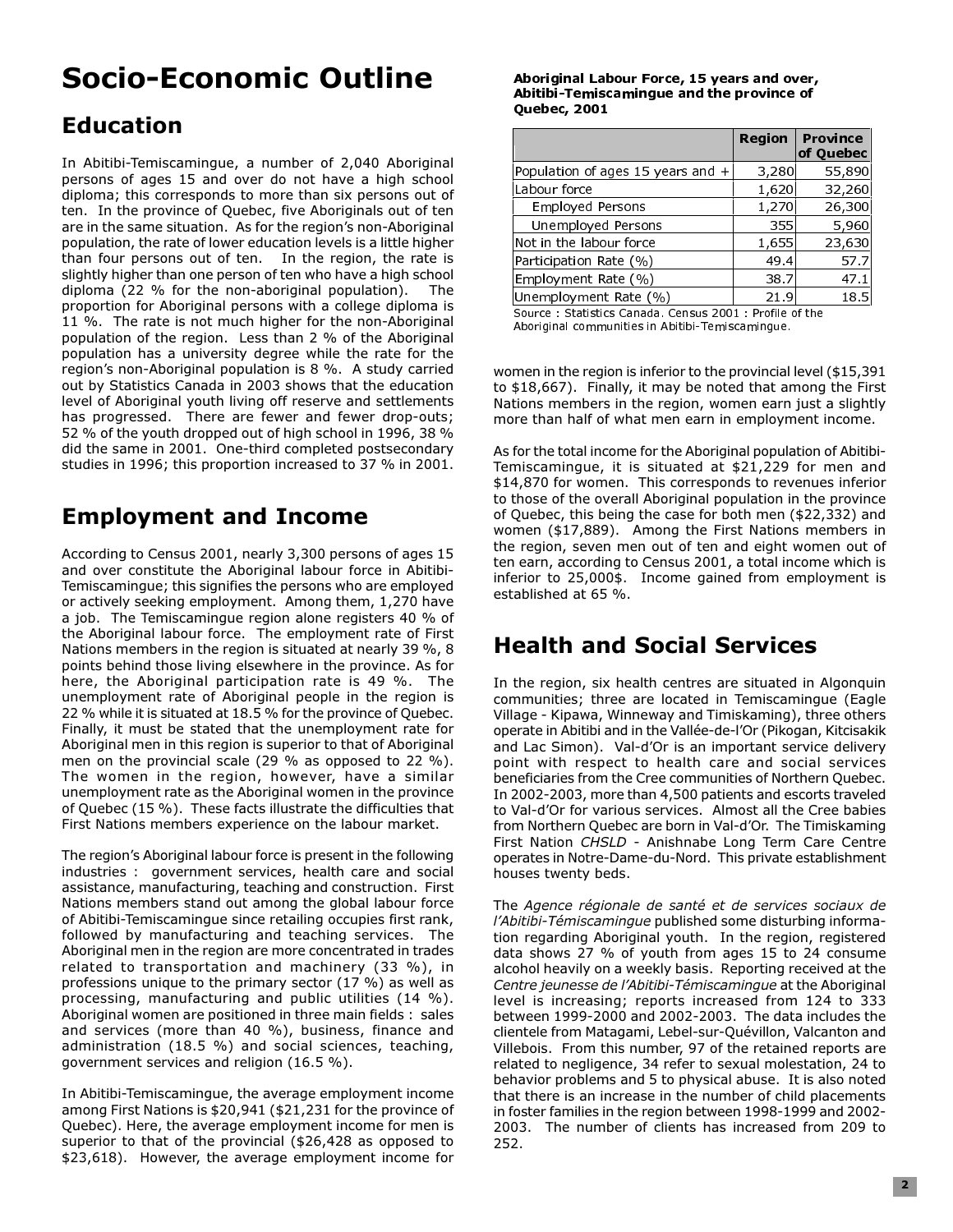# Socio-Economic Outline

## Education

In Abitibi-Temiscamingue, a number of 2,040 Aboriginal persons of ages 15 and over do not have a high school diploma; this corresponds to more than six persons out of ten. In the province of Quebec, five Aboriginals out of ten are in the same situation. As for the region's non-Aboriginal population, the rate of lower education levels is a little higher than four persons out of ten. In the region, the rate is slightly higher than one person of ten who have a high school diploma (22 % for the non-aboriginal population). The proportion for Aboriginal persons with a college diploma is 11 %. The rate is not much higher for the non-Aboriginal population of the region. Less than 2 % of the Aboriginal population has a university degree while the rate for the region's non-Aboriginal population is 8 %. A study carried out by Statistics Canada in 2003 shows that the education level of Aboriginal youth living off reserve and settlements has progressed. There are fewer and fewer drop-outs; 52 % of the youth dropped out of high school in 1996, 38 % did the same in 2001. One-third completed postsecondary studies in 1996; this proportion increased to 37 % in 2001.

## Employment and Income

According to Census 2001, nearly 3,300 persons of ages 15 and over constitute the Aboriginal labour force in Abitibi-Temiscamingue; this signifies the persons who are employed or actively seeking employment. Among them, 1,270 have a job. The Temiscamingue region alone registers 40 % of the Aboriginal labour force. The employment rate of First Nations members in the region is situated at nearly 39 %, 8 points behind those living elsewhere in the province. As for here, the Aboriginal participation rate is 49 %. The unemployment rate of Aboriginal people in the region is 22 % while it is situated at 18.5 % for the province of Quebec. Finally, it must be stated that the unemployment rate for Aboriginal men in this region is superior to that of Aboriginal men on the provincial scale (29 % as opposed to 22 %). The women in the region, however, have a similar unemployment rate as the Aboriginal women in the province of Quebec (15 %). These facts illustrate the difficulties that First Nations members experience on the labour market.

The region's Aboriginal labour force is present in the following industries : government services, health care and social assistance, manufacturing, teaching and construction. First Nations members stand out among the global labour force of Abitibi-Temiscamingue since retailing occupies first rank, followed by manufacturing and teaching services. The Aboriginal men in the region are more concentrated in trades related to transportation and machinery (33 %), in professions unique to the primary sector (17 %) as well as processing, manufacturing and public utilities (14 %). Aboriginal women are positioned in three main fields : sales and services (more than 40 %), business, finance and administration (18.5 %) and social sciences, teaching, government services and religion (16.5 %).

In Abitibi-Temiscamingue, the average employment income among First Nations is $20,941 ($21,231 for the province of Quebec). Here, the average employment income for men is superior to that of the provincial ($26,428 as opposed to $23,618). However, the average employment income for women in the region is inferior to the provincial level ($15,391 to $18,667). Finally, it may be noted that among the First Nations members in the region, women earn just a slightly more than half of what men earn in employment income.

**Aboriginal Labour Force, 15 years and over, Abitibi-Temiscamingue and the province of Quebec, 2001**

| | Region | Province of Quebec |
|---|---|---|
| Population of ages 15 years and + | 3,280 | 55,890 |
| Labour force | 1,620 | 32,260 |
| Employed Persons | 1,270 | 26,300 |
| Unemployed Persons | 355 | 5,960 |
| Not in the labour force | 1,655 | 23,630 |
| Participation Rate (%) | 49.4 | 57.7 |
| Employment Rate (%) | 38.7 | 47.1 |
| Unemployment Rate (%) | 21.9 | 18.5 |

Source : Statistics Canada. Census 2001 : Profile of the Aboriginal communities in Abitibi-Temiscamingue.

As for the total income for the Aboriginal population of Abitibi-Temiscamingue, it is situated at $21,229 for men and $14,870 for women. This corresponds to revenues inferior to those of the overall Aboriginal population in the province of Quebec, this being the case for both men ($22,332) and women ($17,889). Among the First Nations members in the region, seven men out of ten and eight women out of ten earn, according to Census 2001, a total income which is inferior to 25,000$. Income gained from employment is established at 65 %.

## Health and Social Services

In the region, six health centres are situated in Algonquin communities; three are located in Temiscamingue (Eagle Village - Kipawa, Winneway and Timiskaming), three others operate in Abitibi and in the Vallée-de-l'Or (Pikogan, Kitcisakik and Lac Simon). Val-d'Or is an important service delivery point with respect to health care and social services beneficiaries from the Cree communities of Northern Quebec. In 2002-2003, more than 4,500 patients and escorts traveled to Val-d'Or for various services. Almost all the Cree babies from Northern Quebec are born in Val-d'Or. The Timiskaming First Nation *CHSLD* - Anishnabe Long Term Care Centre operates in Notre-Dame-du-Nord. This private establishment houses twenty beds.

The *Agence régionale de santé et de services sociaux de l'Abitibi-Témiscamingue* published some disturbing information regarding Aboriginal youth. In the region, registered data shows 27 % of youth from ages 15 to 24 consume alcohol heavily on a weekly basis. Reporting received at the *Centre jeunesse de l'Abitibi-Témiscamingue* at the Aboriginal level is increasing; reports increased from 124 to 333 between 1999-2000 and 2002-2003. The data includes the clientele from Matagami, Lebel-sur-Quévillon, Valcanton and Villebois. From this number, 97 of the retained reports are related to negligence, 34 refer to sexual molestation, 24 to behavior problems and 5 to physical abuse. It is also noted that there is an increase in the number of child placements in foster families in the region between 1998-1999 and 2002-2003. The number of clients has increased from 209 to 252.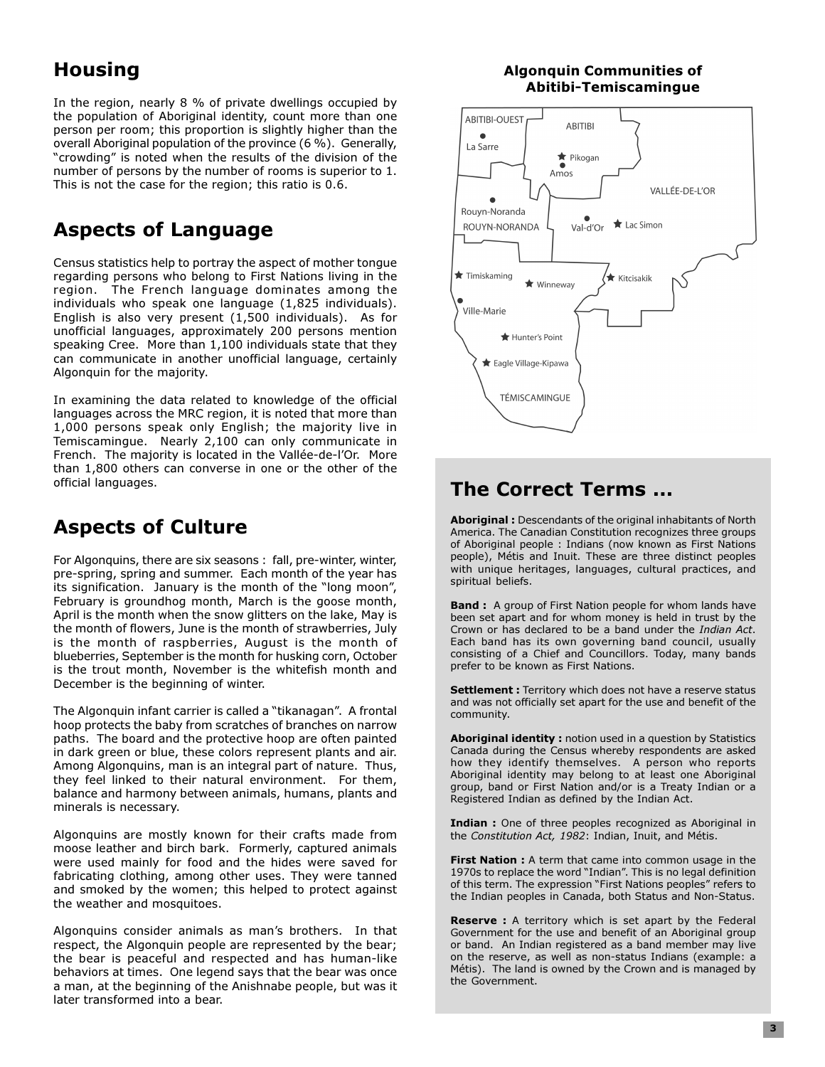## Housing

In the region, nearly 8 % of private dwellings occupied by the population of Aboriginal identity, count more than one person per room; this proportion is slightly higher than the overall Aboriginal population of the province (6 %). Generally, "crowding" is noted when the results of the division of the number of persons by the number of rooms is superior to 1. This is not the case for the region; this ratio is 0.6.

## Aspects of Language

Census statistics help to portray the aspect of mother tongue regarding persons who belong to First Nations living in the region. The French language dominates among the individuals who speak one language (1,825 individuals). English is also very present (1,500 individuals). As for unofficial languages, approximately 200 persons mention speaking Cree. More than 1,100 individuals state that they can communicate in another unofficial language, certainly Algonquin for the majority.

In examining the data related to knowledge of the official languages across the MRC region, it is noted that more than 1,000 persons speak only English; the majority live in Temiscamingue. Nearly 2,100 can only communicate in French. The majority is located in the Vallée-de-l'Or. More than 1,800 others can converse in one or the other of the official languages.

## Aspects of Culture

For Algonquins, there are six seasons : fall, pre-winter, winter, pre-spring, spring and summer. Each month of the year has its signification. January is the month of the "long moon", February is groundhog month, March is the goose month, April is the month when the snow glitters on the lake, May is the month of flowers, June is the month of strawberries, July is the month of raspberries, August is the month of blueberries, September is the month for husking corn, October is the trout month, November is the whitefish month and December is the beginning of winter.

The Algonquin infant carrier is called a "tikanagan". A frontal hoop protects the baby from scratches of branches on narrow paths. The board and the protective hoop are often painted in dark green or blue, these colors represent plants and air. Among Algonquins, man is an integral part of nature. Thus, they feel linked to their natural environment. For them, balance and harmony between animals, humans, plants and minerals is necessary.

Algonquins are mostly known for their crafts made from moose leather and birch bark. Formerly, captured animals were used mainly for food and the hides were saved for fabricating clothing, among other uses. They were tanned and smoked by the women; this helped to protect against the weather and mosquitoes.

Algonquins consider animals as man's brothers. In that respect, the Algonquin people are represented by the bear; the bear is peaceful and respected and has human-like behaviors at times. One legend says that the bear was once a man, at the beginning of the Anishnabe people, but was it later transformed into a bear.

**Algonquin Communities of Abitibi-Temiscamingue**

ABITIBI-OUEST, La Sarre, ABITIBI, Pikogan, Amos, VALLÉE-DE-L'OR, Rouyn-Noranda, ROUYN-NORANDA, Val-d'Or, Lac Simon, Timiskaming, Winneway, Kitcisakik, Ville-Marie, Hunter's Point, Eagle Village-Kipawa, TÉMISCAMINGUE

## The Correct Terms ...

**Aboriginal :** Descendants of the original inhabitants of North America. The Canadian Constitution recognizes three groups of Aboriginal people : Indians (now known as First Nations people), Métis and Inuit. These are three distinct peoples with unique heritages, languages, cultural practices, and spiritual beliefs.

**Band :** A group of First Nation people for whom lands have been set apart and for whom money is held in trust by the Crown or has declared to be a band under the *Indian Act*. Each band has its own governing band council, usually consisting of a Chief and Councillors. Today, many bands prefer to be known as First Nations.

**Settlement :** Territory which does not have a reserve status and was not officially set apart for the use and benefit of the community.

**Aboriginal identity :** notion used in a question by Statistics Canada during the Census whereby respondents are asked how they identify themselves. A person who reports Aboriginal identity may belong to at least one Aboriginal group, band or First Nation and/or is a Treaty Indian or a Registered Indian as defined by the Indian Act.

**Indian :** One of three peoples recognized as Aboriginal in the *Constitution Act, 1982*: Indian, Inuit, and Métis.

**First Nation :** A term that came into common usage in the 1970s to replace the word "Indian". This is no legal definition of this term. The expression "First Nations peoples" refers to the Indian peoples in Canada, both Status and Non-Status.

**Reserve :** A territory which is set apart by the Federal Government for the use and benefit of an Aboriginal group or band. An Indian registered as a band member may live on the reserve, as well as non-status Indians (example: a Métis). The land is owned by the Crown and is managed by the Government.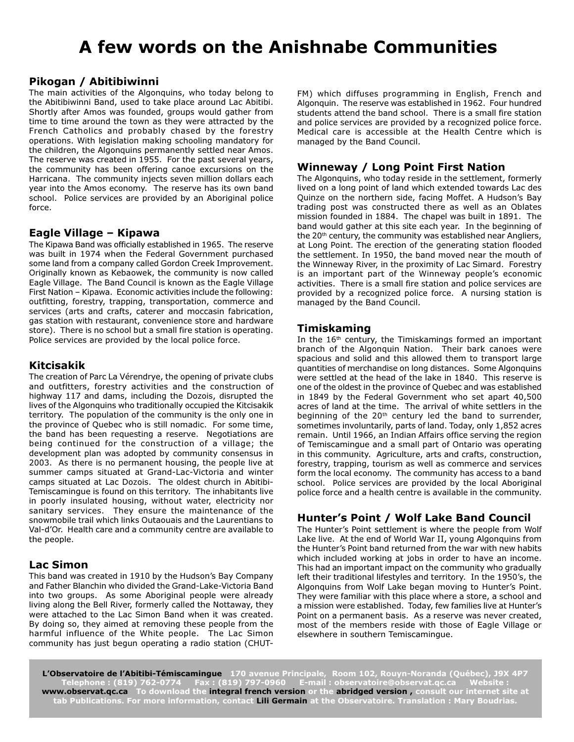# A few words on the Anishnabe Communities

## Pikogan / Abitibiwinni

The main activities of the Algonquins, who today belong to the Abitibiwinni Band, used to take place around Lac Abitibi. Shortly after Amos was founded, groups would gather from time to time around the town as they were attracted by the French Catholics and probably chased by the forestry operations. With legislation making schooling mandatory for the children, the Algonquins permanently settled near Amos. The reserve was created in 1955. For the past several years, the community has been offering canoe excursions on the Harricana. The community injects seven million dollars each year into the Amos economy. The reserve has its own band school. Police services are provided by an Aboriginal police force.

## Eagle Village – Kipawa

The Kipawa Band was officially established in 1965. The reserve was built in 1974 when the Federal Government purchased some land from a company called Gordon Creek Improvement. Originally known as Kebaowek, the community is now called Eagle Village. The Band Council is known as the Eagle Village First Nation – Kipawa. Economic activities include the following: outfitting, forestry, trapping, transportation, commerce and services (arts and crafts, caterer and moccasin fabrication, gas station with restaurant, convenience store and hardware store). There is no school but a small fire station is operating. Police services are provided by the local police force.

## Kitcisakik

The creation of Parc La Vérendrye, the opening of private clubs and outfitters, forestry activities and the construction of highway 117 and dams, including the Dozois, disrupted the lives of the Algonquins who traditionally occupied the Kitcisakik territory. The population of the community is the only one in the province of Quebec who is still nomadic. For some time, the band has been requesting a reserve. Negotiations are being continued for the construction of a village; the development plan was adopted by community consensus in 2003. As there is no permanent housing, the people live at summer camps situated at Grand-Lac-Victoria and winter camps situated at Lac Dozois. The oldest church in Abitibi-Temiscamingue is found on this territory. The inhabitants live in poorly insulated housing, without water, electricity nor sanitary services. They ensure the maintenance of the snowmobile trail which links Outaouais and the Laurentians to Val-d'Or. Health care and a community centre are available to the people.

## Lac Simon

This band was created in 1910 by the Hudson's Bay Company and Father Blanchin who divided the Grand-Lake-Victoria Band into two groups. As some Aboriginal people were already living along the Bell River, formerly called the Nottaway, they were attached to the Lac Simon Band when it was created. By doing so, they aimed at removing these people from the harmful influence of the White people. The Lac Simon community has just begun operating a radio station (CHUT-FM) which diffuses programming in English, French and Algonquin. The reserve was established in 1962. Four hundred students attend the band school. There is a small fire station and police services are provided by a recognized police force. Medical care is accessible at the Health Centre which is managed by the Band Council.

## Winneway / Long Point First Nation

The Algonquins, who today reside in the settlement, formerly lived on a long point of land which extended towards Lac des Quinze on the northern side, facing Moffet. A Hudson's Bay trading post was constructed there as well as an Oblates mission founded in 1884. The chapel was built in 1891. The band would gather at this site each year. In the beginning of the 20th century, the community was established near Angliers, at Long Point. The erection of the generating station flooded the settlement. In 1950, the band moved near the mouth of the Winneway River, in the proximity of Lac Simard. Forestry is an important part of the Winneway people's economic activities. There is a small fire station and police services are provided by a recognized police force. A nursing station is managed by the Band Council.

## Timiskaming

In the 16th century, the Timiskamings formed an important branch of the Algonquin Nation. Their bark canoes were spacious and solid and this allowed them to transport large quantities of merchandise on long distances. Some Algonquins were settled at the head of the lake in 1840. This reserve is one of the oldest in the province of Quebec and was established in 1849 by the Federal Government who set apart 40,500 acres of land at the time. The arrival of white settlers in the beginning of the 20th century led the band to surrender, sometimes involuntarily, parts of land. Today, only 1,852 acres remain. Until 1966, an Indian Affairs office serving the region of Temiscamingue and a small part of Ontario was operating in this community. Agriculture, arts and crafts, construction, forestry, trapping, tourism as well as commerce and services form the local economy. The community has access to a band school. Police services are provided by the local Aboriginal police force and a health centre is available in the community.

## Hunter's Point / Wolf Lake Band Council

The Hunter's Point settlement is where the people from Wolf Lake live. At the end of World War II, young Algonquins from the Hunter's Point band returned from the war with new habits which included working at jobs in order to have an income. This had an important impact on the community who gradually left their traditional lifestyles and territory. In the 1950's, the Algonquins from Wolf Lake began moving to Hunter's Point. They were familiar with this place where a store, a school and a mission were established. Today, few families live at Hunter's Point on a permanent basis. As a reserve was never created, most of the members reside with those of Eagle Village or elsewhere in southern Temiscamingue.

**L'Observatoire de l'Abitibi-Témiscamingue** 170 avenue Principale, Room 102, Rouyn-Noranda (Québec), J9X 4P7 Telephone : (819) 762-0774 Fax : (819) 797-0960 E-mail : observatoire@observat.qc.ca Website : **www.observat.qc.ca** To download the **integral french version** or the **abridged version**, consult our internet site at tab Publications. For more information, contact **Lili Germain** at the Observatoire. Translation : Mary Boudrias.